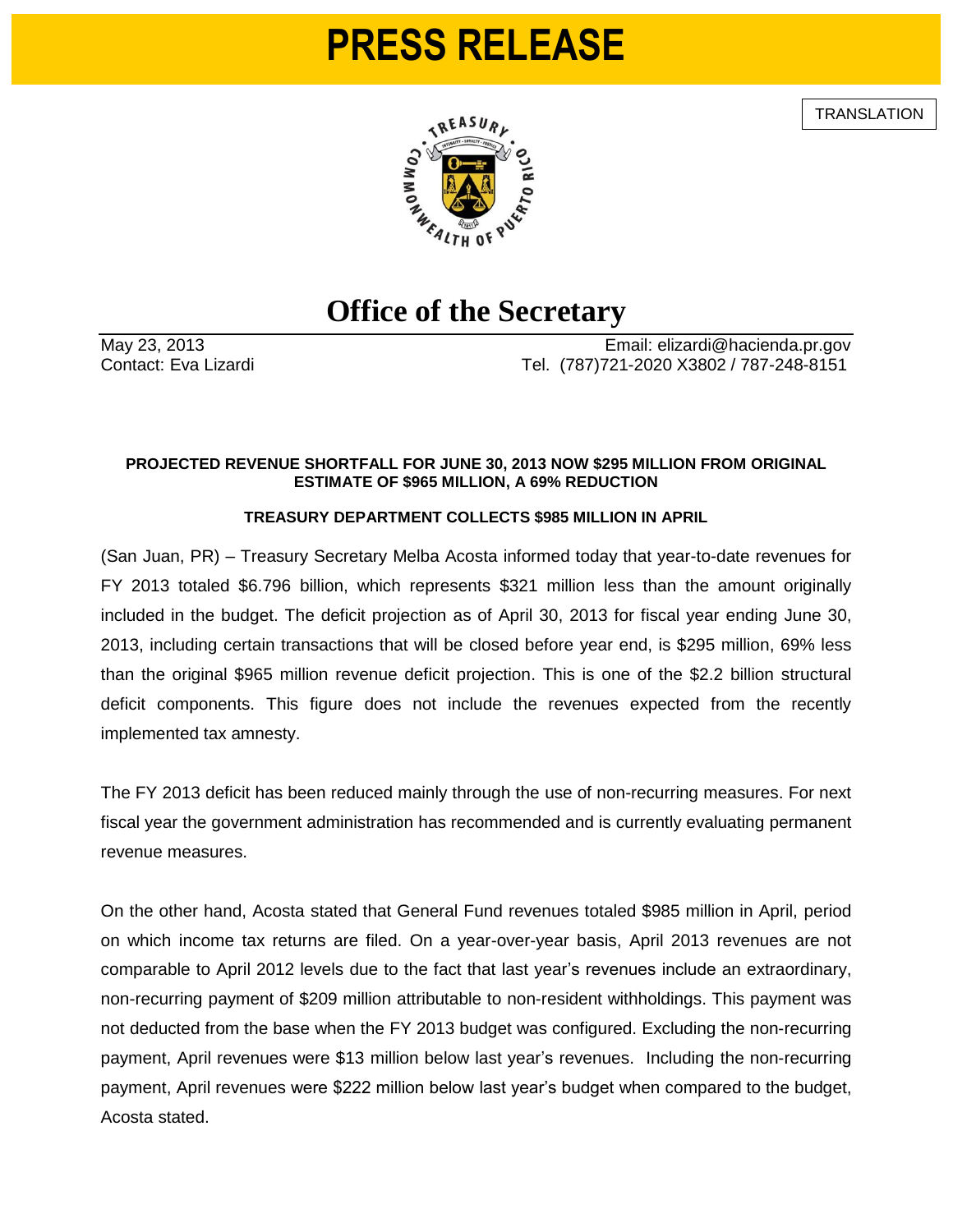# PRESS RELEASE

TRANSLATION

## Office of the Secretary

May 23, 2013
Contact: Eva Lizardi

Email: elizardi@hacienda.pr.gov
Tel. (787)721-2020 X3802 / 787-248-8151

**PROJECTED REVENUE SHORTFALL FOR JUNE 30, 2013 NOW $295 MILLION FROM ORIGINAL ESTIMATE OF $965 MILLION, A 69% REDUCTION**

**TREASURY DEPARTMENT COLLECTS $985 MILLION IN APRIL**

(San Juan, PR) – Treasury Secretary Melba Acosta informed today that year-to-date revenues for FY 2013 totaled $6.796 billion, which represents $321 million less than the amount originally included in the budget. The deficit projection as of April 30, 2013 for fiscal year ending June 30, 2013, including certain transactions that will be closed before year end, is $295 million, 69% less than the original $965 million revenue deficit projection. This is one of the $2.2 billion structural deficit components. This figure does not include the revenues expected from the recently implemented tax amnesty.

The FY 2013 deficit has been reduced mainly through the use of non-recurring measures. For next fiscal year the government administration has recommended and is currently evaluating permanent revenue measures.

On the other hand, Acosta stated that General Fund revenues totaled $985 million in April, period on which income tax returns are filed. On a year-over-year basis, April 2013 revenues are not comparable to April 2012 levels due to the fact that last year's revenues include an extraordinary, non-recurring payment of $209 million attributable to non-resident withholdings. This payment was not deducted from the base when the FY 2013 budget was configured. Excluding the non-recurring payment, April revenues were $13 million below last year's revenues. Including the non-recurring payment, April revenues were $222 million below last year's budget when compared to the budget, Acosta stated.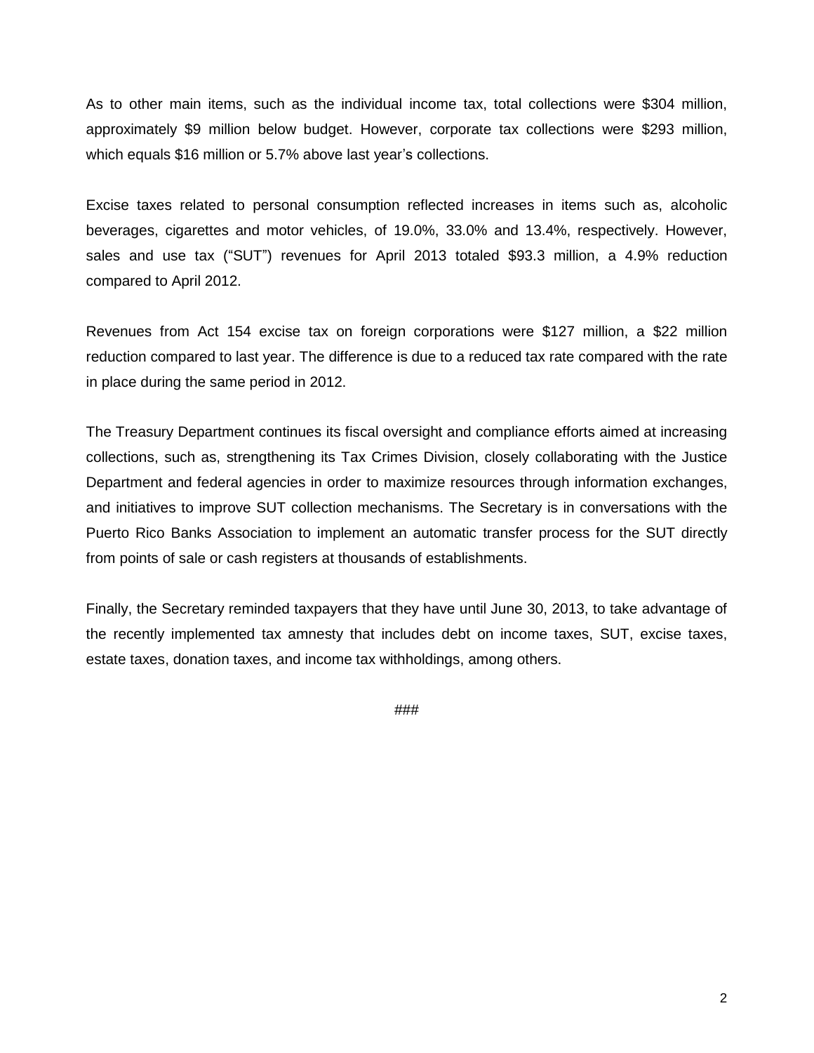As to other main items, such as the individual income tax, total collections were $304 million, approximately $9 million below budget. However, corporate tax collections were $293 million, which equals $16 million or 5.7% above last year's collections.

Excise taxes related to personal consumption reflected increases in items such as, alcoholic beverages, cigarettes and motor vehicles, of 19.0%, 33.0% and 13.4%, respectively. However, sales and use tax ("SUT") revenues for April 2013 totaled $93.3 million, a 4.9% reduction compared to April 2012.

Revenues from Act 154 excise tax on foreign corporations were $127 million, a $22 million reduction compared to last year. The difference is due to a reduced tax rate compared with the rate in place during the same period in 2012.

The Treasury Department continues its fiscal oversight and compliance efforts aimed at increasing collections, such as, strengthening its Tax Crimes Division, closely collaborating with the Justice Department and federal agencies in order to maximize resources through information exchanges, and initiatives to improve SUT collection mechanisms. The Secretary is in conversations with the Puerto Rico Banks Association to implement an automatic transfer process for the SUT directly from points of sale or cash registers at thousands of establishments.

Finally, the Secretary reminded taxpayers that they have until June 30, 2013, to take advantage of the recently implemented tax amnesty that includes debt on income taxes, SUT, excise taxes, estate taxes, donation taxes, and income tax withholdings, among others.

###